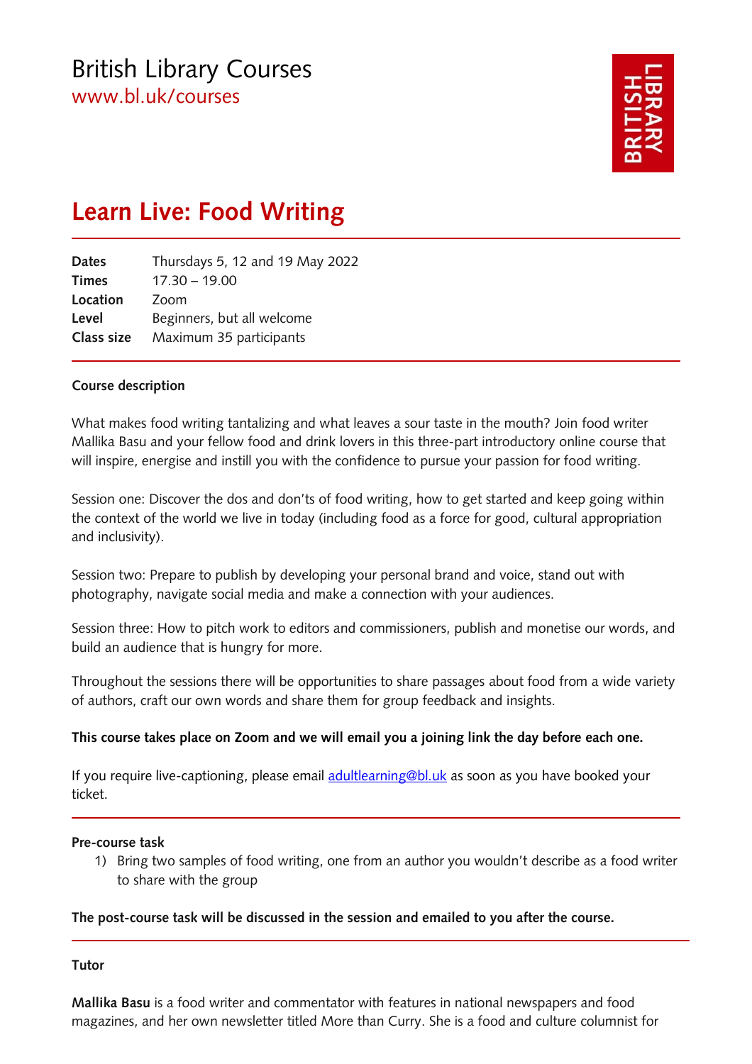# British Library Courses

www.bl.uk/courses

## Learn Live: Food Writing

| | |
|---|---|
| **Dates** | Thursdays 5, 12 and 19 May 2022 |
| **Times** | 17.30 – 19.00 |
| **Location** | Zoom |
| **Level** | Beginners, but all welcome |
| **Class size** | Maximum 35 participants |

**Course description**

What makes food writing tantalizing and what leaves a sour taste in the mouth? Join food writer Mallika Basu and your fellow food and drink lovers in this three-part introductory online course that will inspire, energise and instill you with the confidence to pursue your passion for food writing.

Session one: Discover the dos and don'ts of food writing, how to get started and keep going within the context of the world we live in today (including food as a force for good, cultural appropriation and inclusivity).

Session two: Prepare to publish by developing your personal brand and voice, stand out with photography, navigate social media and make a connection with your audiences.

Session three: How to pitch work to editors and commissioners, publish and monetise our words, and build an audience that is hungry for more.

Throughout the sessions there will be opportunities to share passages about food from a wide variety of authors, craft our own words and share them for group feedback and insights.

**This course takes place on Zoom and we will email you a joining link the day before each one.**

If you require live-captioning, please email adultlearning@bl.uk as soon as you have booked your ticket.

**Pre-course task**

1) Bring two samples of food writing, one from an author you wouldn't describe as a food writer to share with the group

**The post-course task will be discussed in the session and emailed to you after the course.**

**Tutor**

**Mallika Basu** is a food writer and commentator with features in national newspapers and food magazines, and her own newsletter titled More than Curry. She is a food and culture columnist for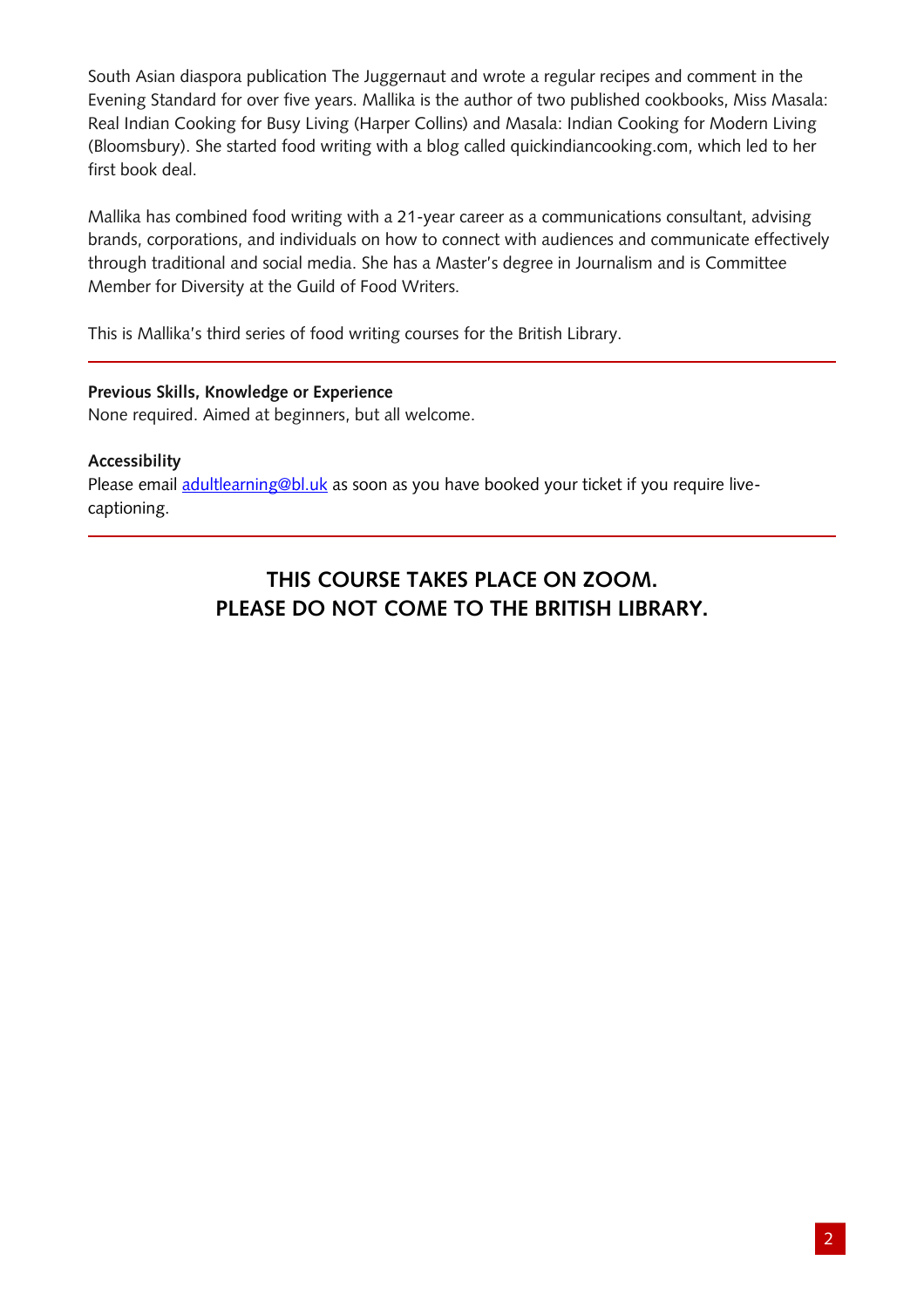South Asian diaspora publication The Juggernaut and wrote a regular recipes and comment in the Evening Standard for over five years. Mallika is the author of two published cookbooks, Miss Masala: Real Indian Cooking for Busy Living (Harper Collins) and Masala: Indian Cooking for Modern Living (Bloomsbury). She started food writing with a blog called quickindiancooking.com, which led to her first book deal.

Mallika has combined food writing with a 21-year career as a communications consultant, advising brands, corporations, and individuals on how to connect with audiences and communicate effectively through traditional and social media. She has a Master's degree in Journalism and is Committee Member for Diversity at the Guild of Food Writers.

This is Mallika's third series of food writing courses for the British Library.

---

**Previous Skills, Knowledge or Experience**
None required. Aimed at beginners, but all welcome.

**Accessibility**
Please email adultlearning@bl.uk as soon as you have booked your ticket if you require live-captioning.

---

**THIS COURSE TAKES PLACE ON ZOOM.**
**PLEASE DO NOT COME TO THE BRITISH LIBRARY.**